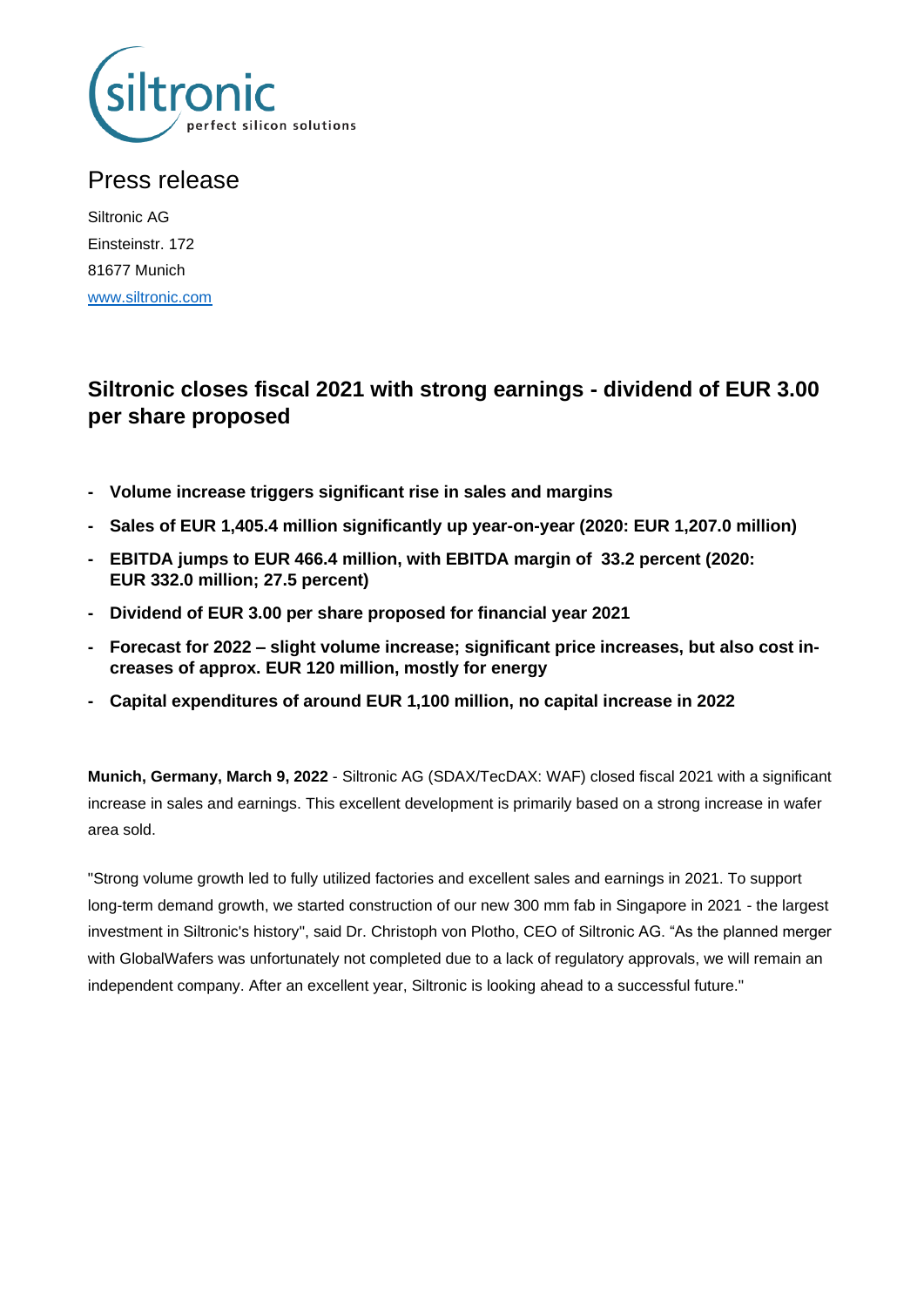# Press release

Siltronic AG
Einsteinstr. 172
81677 Munich
www.siltronic.com

## Siltronic closes fiscal 2021 with strong earnings - dividend of EUR 3.00 per share proposed

- **Volume increase triggers significant rise in sales and margins**
- **Sales of EUR 1,405.4 million significantly up year-on-year (2020: EUR 1,207.0 million)**
- **EBITDA jumps to EUR 466.4 million, with EBITDA margin of 33.2 percent (2020: EUR 332.0 million; 27.5 percent)**
- **Dividend of EUR 3.00 per share proposed for financial year 2021**
- **Forecast for 2022 – slight volume increase; significant price increases, but also cost increases of approx. EUR 120 million, mostly for energy**
- **Capital expenditures of around EUR 1,100 million, no capital increase in 2022**

**Munich, Germany, March 9, 2022** - Siltronic AG (SDAX/TecDAX: WAF) closed fiscal 2021 with a significant increase in sales and earnings. This excellent development is primarily based on a strong increase in wafer area sold.

"Strong volume growth led to fully utilized factories and excellent sales and earnings in 2021. To support long-term demand growth, we started construction of our new 300 mm fab in Singapore in 2021 - the largest investment in Siltronic's history", said Dr. Christoph von Plotho, CEO of Siltronic AG. "As the planned merger with GlobalWafers was unfortunately not completed due to a lack of regulatory approvals, we will remain an independent company. After an excellent year, Siltronic is looking ahead to a successful future."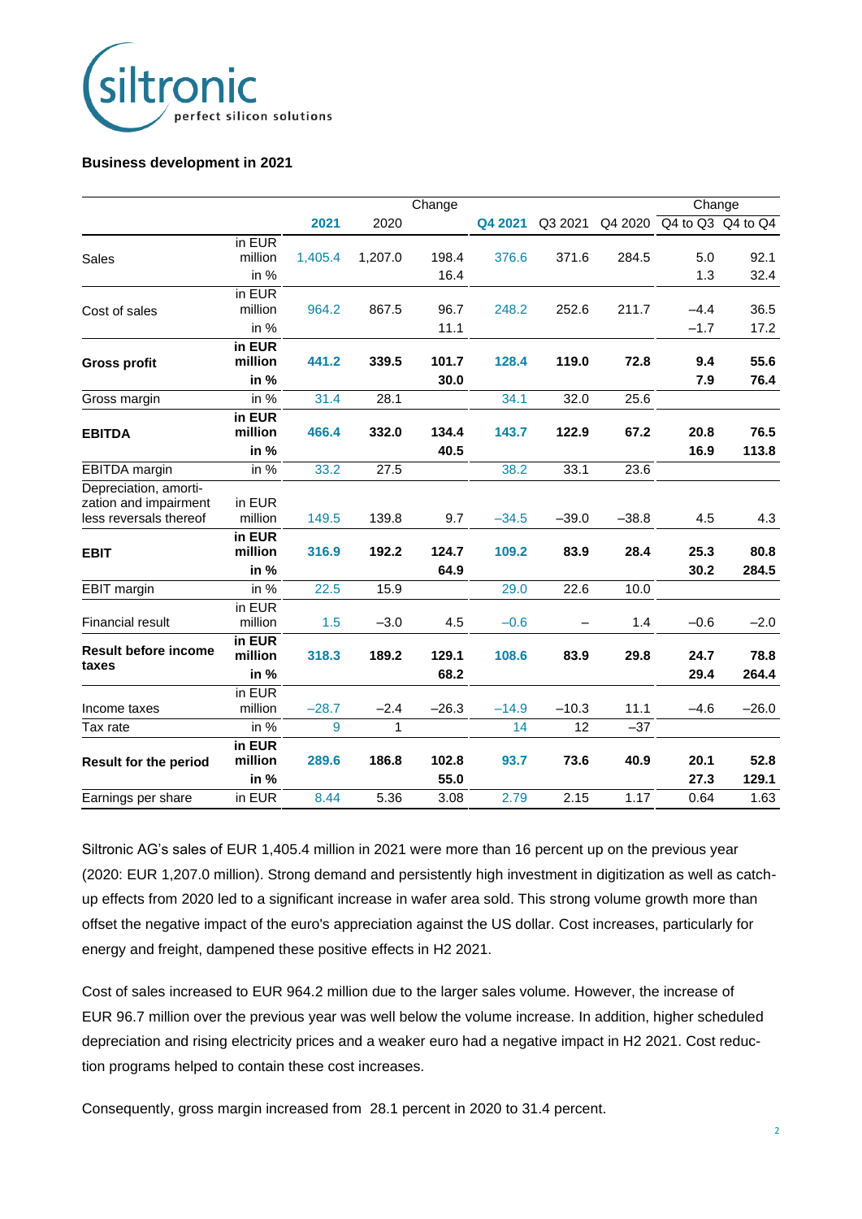**Business development in 2021**

| | | 2021 | 2020 | Change | Q4 2021 | Q3 2021 | Q4 2020 | Change Q4 to Q3 | Change Q4 to Q4 |
|---|---|---|---|---|---|---|---|---|---|
| Sales | in EUR million | 1,405.4 | 1,207.0 | 198.4 | 376.6 | 371.6 | 284.5 | 5.0 | 92.1 |
| | in % | | | 16.4 | | | | 1.3 | 32.4 |
| Cost of sales | in EUR million | 964.2 | 867.5 | 96.7 | 248.2 | 252.6 | 211.7 | −4.4 | 36.5 |
| | in % | | | 11.1 | | | | −1.7 | 17.2 |
| **Gross profit** | **in EUR million** | **441.2** | **339.5** | **101.7** | **128.4** | **119.0** | **72.8** | **9.4** | **55.6** |
| | **in %** | | | **30.0** | | | | **7.9** | **76.4** |
| Gross margin | in % | 31.4 | 28.1 | | 34.1 | 32.0 | 25.6 | | |
| **EBITDA** | **in EUR million** | **466.4** | **332.0** | **134.4** | **143.7** | **122.9** | **67.2** | **20.8** | **76.5** |
| | **in %** | | | **40.5** | | | | **16.9** | **113.8** |
| EBITDA margin | in % | 33.2 | 27.5 | | 38.2 | 33.1 | 23.6 | | |
| Depreciation, amortization and impairment less reversals thereof | in EUR million | 149.5 | 139.8 | 9.7 | −34.5 | −39.0 | −38.8 | 4.5 | 4.3 |
| **EBIT** | **in EUR million** | **316.9** | **192.2** | **124.7** | **109.2** | **83.9** | **28.4** | **25.3** | **80.8** |
| | **in %** | | | **64.9** | | | | **30.2** | **284.5** |
| EBIT margin | in % | 22.5 | 15.9 | | 29.0 | 22.6 | 10.0 | | |
| Financial result | in EUR million | 1.5 | −3.0 | 4.5 | −0.6 | – | 1.4 | −0.6 | −2.0 |
| **Result before income taxes** | **in EUR million** | **318.3** | **189.2** | **129.1** | **108.6** | **83.9** | **29.8** | **24.7** | **78.8** |
| | **in %** | | | **68.2** | | | | **29.4** | **264.4** |
| Income taxes | in EUR million | −28.7 | −2.4 | −26.3 | −14.9 | −10.3 | 11.1 | −4.6 | −26.0 |
| Tax rate | in % | 9 | 1 | | 14 | 12 | −37 | | |
| **Result for the period** | **in EUR million** | **289.6** | **186.8** | **102.8** | **93.7** | **73.6** | **40.9** | **20.1** | **52.8** |
| | **in %** | | | **55.0** | | | | **27.3** | **129.1** |
| Earnings per share | in EUR | 8.44 | 5.36 | 3.08 | 2.79 | 2.15 | 1.17 | 0.64 | 1.63 |

Siltronic AG's sales of EUR 1,405.4 million in 2021 were more than 16 percent up on the previous year (2020: EUR 1,207.0 million). Strong demand and persistently high investment in digitization as well as catch-up effects from 2020 led to a significant increase in wafer area sold. This strong volume growth more than offset the negative impact of the euro's appreciation against the US dollar. Cost increases, particularly for energy and freight, dampened these positive effects in H2 2021.

Cost of sales increased to EUR 964.2 million due to the larger sales volume. However, the increase of EUR 96.7 million over the previous year was well below the volume increase. In addition, higher scheduled depreciation and rising electricity prices and a weaker euro had a negative impact in H2 2021. Cost reduction programs helped to contain these cost increases.

Consequently, gross margin increased from 28.1 percent in 2020 to 31.4 percent.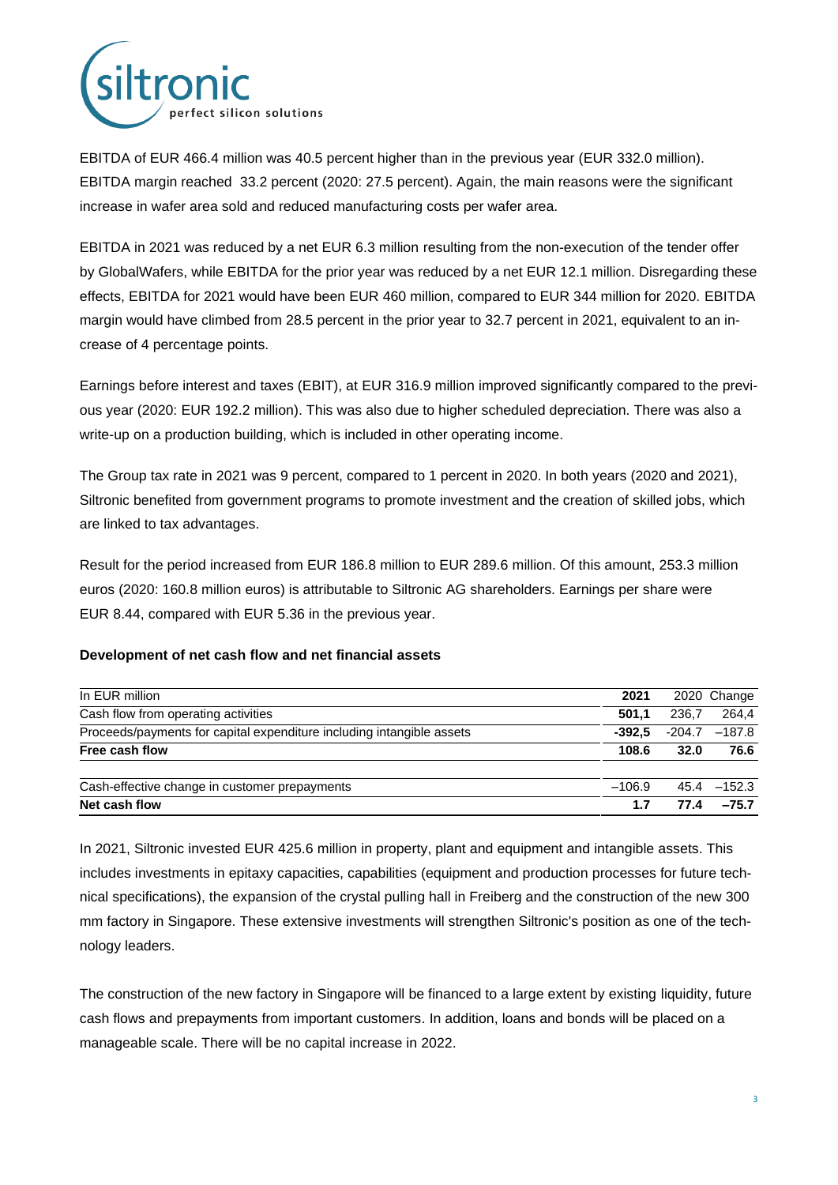EBITDA of EUR 466.4 million was 40.5 percent higher than in the previous year (EUR 332.0 million). EBITDA margin reached 33.2 percent (2020: 27.5 percent). Again, the main reasons were the significant increase in wafer area sold and reduced manufacturing costs per wafer area.

EBITDA in 2021 was reduced by a net EUR 6.3 million resulting from the non-execution of the tender offer by GlobalWafers, while EBITDA for the prior year was reduced by a net EUR 12.1 million. Disregarding these effects, EBITDA for 2021 would have been EUR 460 million, compared to EUR 344 million for 2020. EBITDA margin would have climbed from 28.5 percent in the prior year to 32.7 percent in 2021, equivalent to an increase of 4 percentage points.

Earnings before interest and taxes (EBIT), at EUR 316.9 million improved significantly compared to the previous year (2020: EUR 192.2 million). This was also due to higher scheduled depreciation. There was also a write-up on a production building, which is included in other operating income.

The Group tax rate in 2021 was 9 percent, compared to 1 percent in 2020. In both years (2020 and 2021), Siltronic benefited from government programs to promote investment and the creation of skilled jobs, which are linked to tax advantages.

Result for the period increased from EUR 186.8 million to EUR 289.6 million. Of this amount, 253.3 million euros (2020: 160.8 million euros) is attributable to Siltronic AG shareholders. Earnings per share were EUR 8.44, compared with EUR 5.36 in the previous year.

**Development of net cash flow and net financial assets**

| In EUR million | 2021 | 2020 | Change |
|---|---|---|---|
| Cash flow from operating activities | **501,1** | 236,7 | 264,4 |
| Proceeds/payments for capital expenditure including intangible assets | **-392,5** | -204.7 | –187.8 |
| **Free cash flow** | **108.6** | **32.0** | **76.6** |
| Cash-effective change in customer prepayments | –106.9 | 45.4 | –152.3 |
| **Net cash flow** | **1.7** | **77.4** | **–75.7** |

In 2021, Siltronic invested EUR 425.6 million in property, plant and equipment and intangible assets. This includes investments in epitaxy capacities, capabilities (equipment and production processes for future technical specifications), the expansion of the crystal pulling hall in Freiberg and the construction of the new 300 mm factory in Singapore. These extensive investments will strengthen Siltronic's position as one of the technology leaders.

The construction of the new factory in Singapore will be financed to a large extent by existing liquidity, future cash flows and prepayments from important customers. In addition, loans and bonds will be placed on a manageable scale. There will be no capital increase in 2022.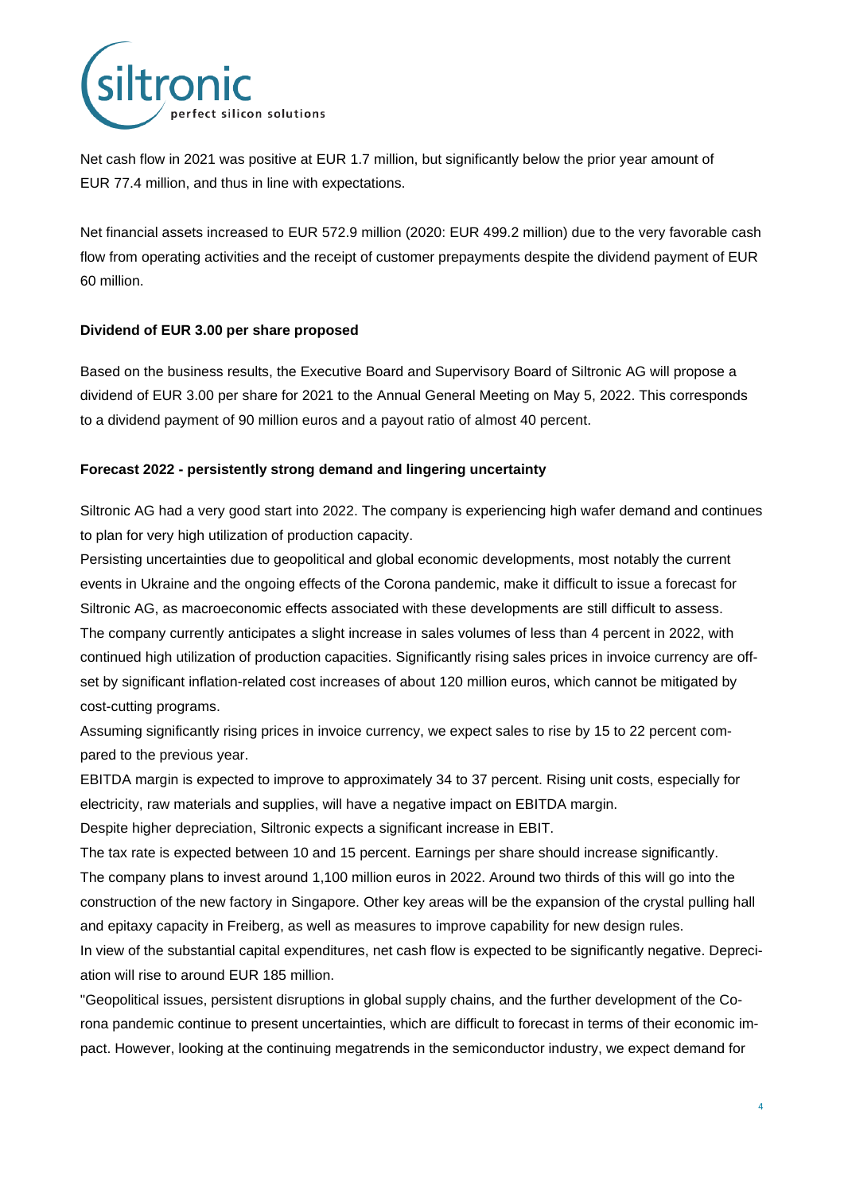Net cash flow in 2021 was positive at EUR 1.7 million, but significantly below the prior year amount of EUR 77.4 million, and thus in line with expectations.

Net financial assets increased to EUR 572.9 million (2020: EUR 499.2 million) due to the very favorable cash flow from operating activities and the receipt of customer prepayments despite the dividend payment of EUR 60 million.

**Dividend of EUR 3.00 per share proposed**

Based on the business results, the Executive Board and Supervisory Board of Siltronic AG will propose a dividend of EUR 3.00 per share for 2021 to the Annual General Meeting on May 5, 2022. This corresponds to a dividend payment of 90 million euros and a payout ratio of almost 40 percent.

**Forecast 2022 - persistently strong demand and lingering uncertainty**

Siltronic AG had a very good start into 2022. The company is experiencing high wafer demand and continues to plan for very high utilization of production capacity.
Persisting uncertainties due to geopolitical and global economic developments, most notably the current events in Ukraine and the ongoing effects of the Corona pandemic, make it difficult to issue a forecast for Siltronic AG, as macroeconomic effects associated with these developments are still difficult to assess.
The company currently anticipates a slight increase in sales volumes of less than 4 percent in 2022, with continued high utilization of production capacities. Significantly rising sales prices in invoice currency are offset by significant inflation-related cost increases of about 120 million euros, which cannot be mitigated by cost-cutting programs.
Assuming significantly rising prices in invoice currency, we expect sales to rise by 15 to 22 percent compared to the previous year.
EBITDA margin is expected to improve to approximately 34 to 37 percent. Rising unit costs, especially for electricity, raw materials and supplies, will have a negative impact on EBITDA margin.
Despite higher depreciation, Siltronic expects a significant increase in EBIT.
The tax rate is expected between 10 and 15 percent. Earnings per share should increase significantly.
The company plans to invest around 1,100 million euros in 2022. Around two thirds of this will go into the construction of the new factory in Singapore. Other key areas will be the expansion of the crystal pulling hall and epitaxy capacity in Freiberg, as well as measures to improve capability for new design rules.
In view of the substantial capital expenditures, net cash flow is expected to be significantly negative. Depreciation will rise to around EUR 185 million.
"Geopolitical issues, persistent disruptions in global supply chains, and the further development of the Corona pandemic continue to present uncertainties, which are difficult to forecast in terms of their economic impact. However, looking at the continuing megatrends in the semiconductor industry, we expect demand for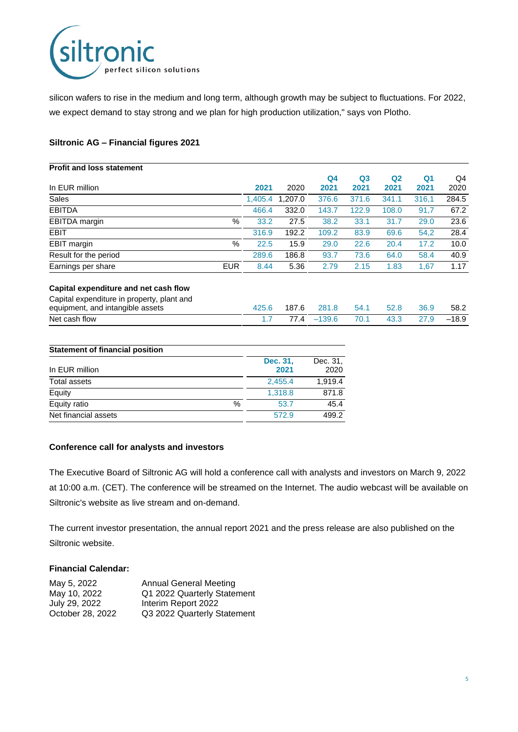silicon wafers to rise in the medium and long term, although growth may be subject to fluctuations. For 2022, we expect demand to stay strong and we plan for high production utilization," says von Plotho.

**Siltronic AG – Financial figures 2021**

| **Profit and loss statement** | | | | | | | | |
|---|---|---|---|---|---|---|---|---|
| In EUR million | | **2021** | 2020 | **Q4 2021** | **Q3 2021** | **Q2 2021** | **Q1 2021** | Q4 2020 |
| Sales | | 1,405.4 | 1,207.0 | 376.6 | 371.6 | 341.1 | 316,1 | 284.5 |
| EBITDA | | 466.4 | 332.0 | 143.7 | 122.9 | 108.0 | 91,7 | 67.2 |
| EBITDA margin | % | 33.2 | 27.5 | 38.2 | 33.1 | 31.7 | 29.0 | 23.6 |
| EBIT | | 316.9 | 192.2 | 109.2 | 83.9 | 69.6 | 54,2 | 28.4 |
| EBIT margin | % | 22.5 | 15.9 | 29.0 | 22.6 | 20.4 | 17.2 | 10.0 |
| Result for the period | | 289.6 | 186.8 | 93.7 | 73.6 | 64.0 | 58.4 | 40.9 |
| Earnings per share | EUR | 8.44 | 5.36 | 2.79 | 2.15 | 1.83 | 1,67 | 1.17 |
| **Capital expenditure and net cash flow** | | | | | | | | |
| Capital expenditure in property, plant and equipment, and intangible assets | | 425.6 | 187.6 | 281.8 | 54.1 | 52.8 | 36.9 | 58.2 |
| Net cash flow | | 1.7 | 77.4 | –139.6 | 70.1 | 43.3 | 27,9 | –18.9 |

| **Statement of financial position** | | | |
|---|---|---|---|
| In EUR million | | **Dec. 31, 2021** | Dec. 31, 2020 |
| Total assets | | 2,455.4 | 1,919.4 |
| Equity | | 1,318.8 | 871.8 |
| Equity ratio | % | 53.7 | 45.4 |
| Net financial assets | | 572.9 | 499.2 |

**Conference call for analysts and investors**

The Executive Board of Siltronic AG will hold a conference call with analysts and investors on March 9, 2022 at 10:00 a.m. (CET). The conference will be streamed on the Internet. The audio webcast will be available on Siltronic's website as live stream and on-demand.

The current investor presentation, the annual report 2021 and the press release are also published on the Siltronic website.

**Financial Calendar:**

| | |
|---|---|
| May 5, 2022 | Annual General Meeting |
| May 10, 2022 | Q1 2022 Quarterly Statement |
| July 29, 2022 | Interim Report 2022 |
| October 28, 2022 | Q3 2022 Quarterly Statement |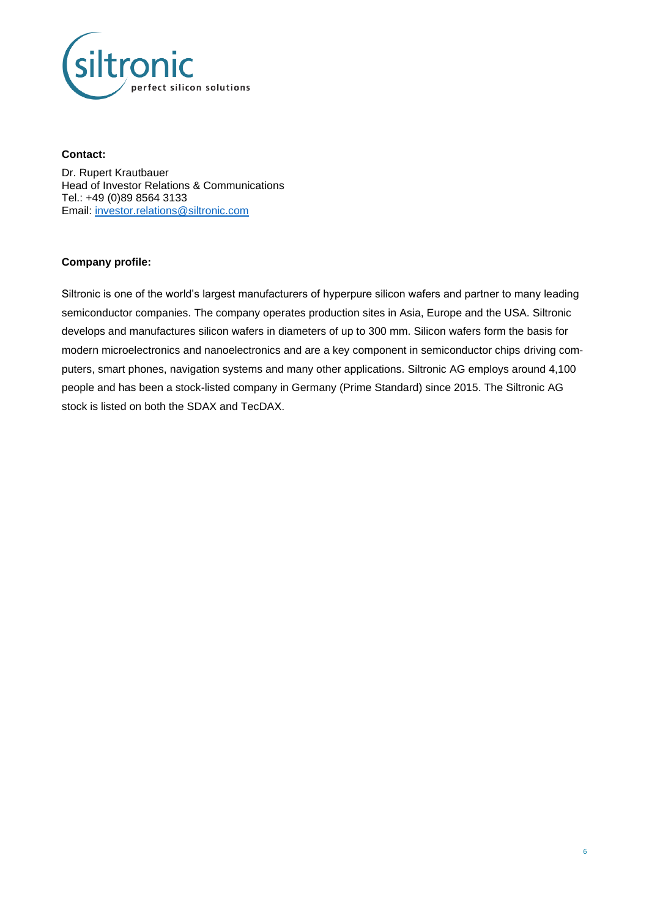**Contact:**

Dr. Rupert Krautbauer
Head of Investor Relations & Communications
Tel.: +49 (0)89 8564 3133
Email: investor.relations@siltronic.com

**Company profile:**

Siltronic is one of the world's largest manufacturers of hyperpure silicon wafers and partner to many leading semiconductor companies. The company operates production sites in Asia, Europe and the USA. Siltronic develops and manufactures silicon wafers in diameters of up to 300 mm. Silicon wafers form the basis for modern microelectronics and nanoelectronics and are a key component in semiconductor chips driving computers, smart phones, navigation systems and many other applications. Siltronic AG employs around 4,100 people and has been a stock-listed company in Germany (Prime Standard) since 2015. The Siltronic AG stock is listed on both the SDAX and TecDAX.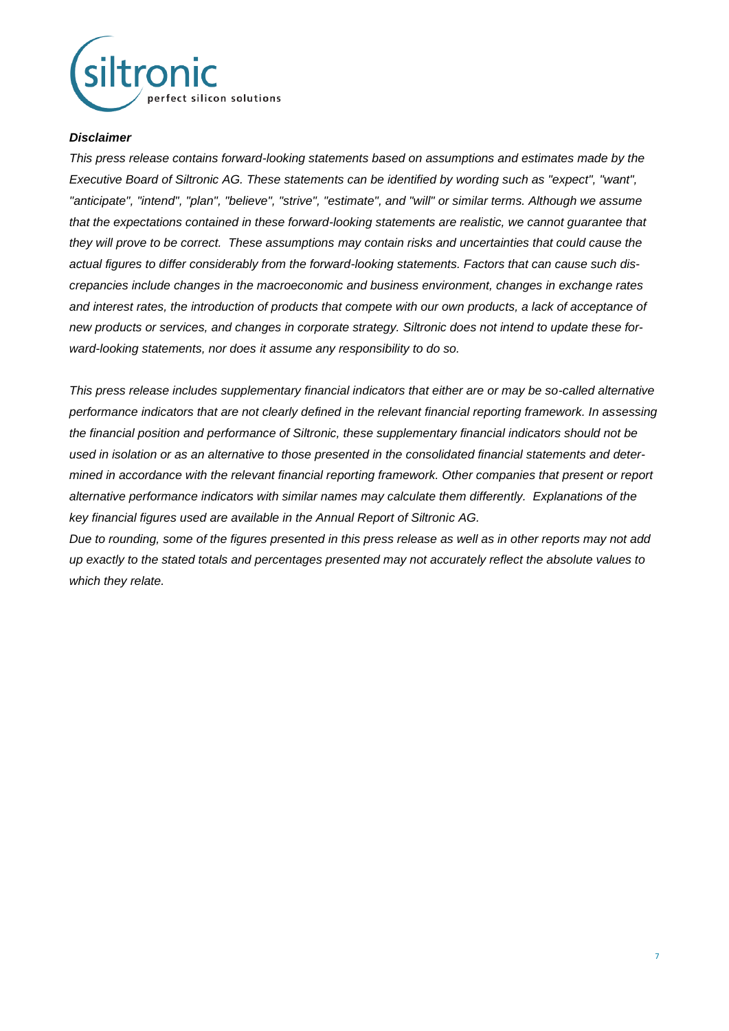***Disclaimer***

*This press release contains forward-looking statements based on assumptions and estimates made by the Executive Board of Siltronic AG. These statements can be identified by wording such as "expect", "want", "anticipate", "intend", "plan", "believe", "strive", "estimate", and "will" or similar terms. Although we assume that the expectations contained in these forward-looking statements are realistic, we cannot guarantee that they will prove to be correct. These assumptions may contain risks and uncertainties that could cause the actual figures to differ considerably from the forward-looking statements. Factors that can cause such discrepancies include changes in the macroeconomic and business environment, changes in exchange rates and interest rates, the introduction of products that compete with our own products, a lack of acceptance of new products or services, and changes in corporate strategy. Siltronic does not intend to update these forward-looking statements, nor does it assume any responsibility to do so.*

*This press release includes supplementary financial indicators that either are or may be so-called alternative performance indicators that are not clearly defined in the relevant financial reporting framework. In assessing the financial position and performance of Siltronic, these supplementary financial indicators should not be used in isolation or as an alternative to those presented in the consolidated financial statements and determined in accordance with the relevant financial reporting framework. Other companies that present or report alternative performance indicators with similar names may calculate them differently. Explanations of the key financial figures used are available in the Annual Report of Siltronic AG.*

*Due to rounding, some of the figures presented in this press release as well as in other reports may not add up exactly to the stated totals and percentages presented may not accurately reflect the absolute values to which they relate.*